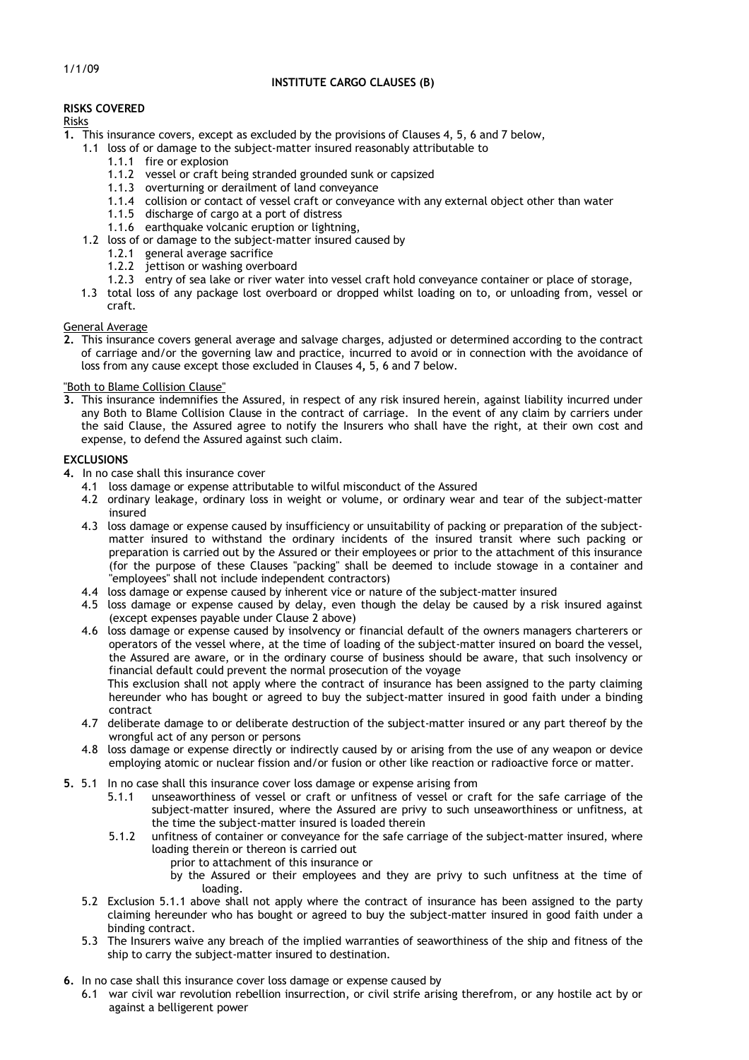1/1/09

# INSTITUTE CARGO CLAUSES (B)

## RISKS COVERED

Risks

**1.** This insurance covers, except as excluded by the provisions of Clauses 4, 5, 6 and 7 below,

- 1.1 loss of or damage to the subject-matter insured reasonably attributable to
  - 1.1.1 fire or explosion
  - 1.1.2 vessel or craft being stranded grounded sunk or capsized
  - 1.1.3 overturning or derailment of land conveyance
  - 1.1.4 collision or contact of vessel craft or conveyance with any external object other than water
  - 1.1.5 discharge of cargo at a port of distress
  - 1.1.6 earthquake volcanic eruption or lightning,
- 1.2 loss of or damage to the subject-matter insured caused by
  - 1.2.1 general average sacrifice
  - 1.2.2 jettison or washing overboard
  - 1.2.3 entry of sea lake or river water into vessel craft hold conveyance container or place of storage,
- 1.3 total loss of any package lost overboard or dropped whilst loading on to, or unloading from, vessel or craft.

General Average

**2.** This insurance covers general average and salvage charges, adjusted or determined according to the contract of carriage and/or the governing law and practice, incurred to avoid or in connection with the avoidance of loss from any cause except those excluded in Clauses 4, 5, 6 and 7 below.

"Both to Blame Collision Clause"

**3.** This insurance indemnifies the Assured, in respect of any risk insured herein, against liability incurred under any Both to Blame Collision Clause in the contract of carriage. In the event of any claim by carriers under the said Clause, the Assured agree to notify the Insurers who shall have the right, at their own cost and expense, to defend the Assured against such claim.

## EXCLUSIONS

**4.** In no case shall this insurance cover

- 4.1 loss damage or expense attributable to wilful misconduct of the Assured
- 4.2 ordinary leakage, ordinary loss in weight or volume, or ordinary wear and tear of the subject-matter insured
- 4.3 loss damage or expense caused by insufficiency or unsuitability of packing or preparation of the subject-matter insured to withstand the ordinary incidents of the insured transit where such packing or preparation is carried out by the Assured or their employees or prior to the attachment of this insurance (for the purpose of these Clauses "packing" shall be deemed to include stowage in a container and "employees" shall not include independent contractors)
- 4.4 loss damage or expense caused by inherent vice or nature of the subject-matter insured
- 4.5 loss damage or expense caused by delay, even though the delay be caused by a risk insured against (except expenses payable under Clause 2 above)
- 4.6 loss damage or expense caused by insolvency or financial default of the owners managers charterers or operators of the vessel where, at the time of loading of the subject-matter insured on board the vessel, the Assured are aware, or in the ordinary course of business should be aware, that such insolvency or financial default could prevent the normal prosecution of the voyage

  This exclusion shall not apply where the contract of insurance has been assigned to the party claiming hereunder who has bought or agreed to buy the subject-matter insured in good faith under a binding contract
- 4.7 deliberate damage to or deliberate destruction of the subject-matter insured or any part thereof by the wrongful act of any person or persons
- 4.8 loss damage or expense directly or indirectly caused by or arising from the use of any weapon or device employing atomic or nuclear fission and/or fusion or other like reaction or radioactive force or matter.

**5.** 5.1 In no case shall this insurance cover loss damage or expense arising from

- 5.1.1 unseaworthiness of vessel or craft or unfitness of vessel or craft for the safe carriage of the subject-matter insured, where the Assured are privy to such unseaworthiness or unfitness, at the time the subject-matter insured is loaded therein
- 5.1.2 unfitness of container or conveyance for the safe carriage of the subject-matter insured, where loading therein or thereon is carried out

  prior to attachment of this insurance or

  by the Assured or their employees and they are privy to such unfitness at the time of loading.

- 5.2 Exclusion 5.1.1 above shall not apply where the contract of insurance has been assigned to the party claiming hereunder who has bought or agreed to buy the subject-matter insured in good faith under a binding contract.
- 5.3 The Insurers waive any breach of the implied warranties of seaworthiness of the ship and fitness of the ship to carry the subject-matter insured to destination.

**6.** In no case shall this insurance cover loss damage or expense caused by

- 6.1 war civil war revolution rebellion insurrection, or civil strife arising therefrom, or any hostile act by or against a belligerent power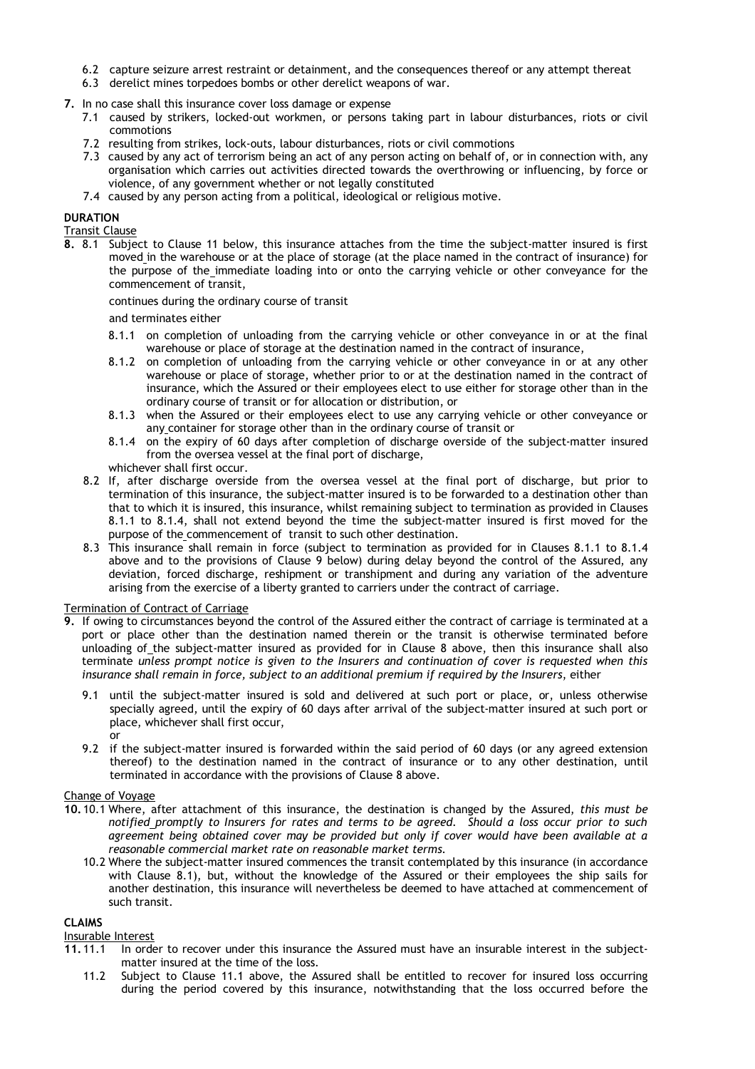6.2 capture seizure arrest restraint or detainment, and the consequences thereof or any attempt thereat
6.3 derelict mines torpedoes bombs or other derelict weapons of war.

**7.** In no case shall this insurance cover loss damage or expense

7.1 caused by strikers, locked-out workmen, or persons taking part in labour disturbances, riots or civil commotions
7.2 resulting from strikes, lock-outs, labour disturbances, riots or civil commotions
7.3 caused by any act of terrorism being an act of any person acting on behalf of, or in connection with, any organisation which carries out activities directed towards the overthrowing or influencing, by force or violence, of any government whether or not legally constituted
7.4 caused by any person acting from a political, ideological or religious motive.

**DURATION**

Transit Clause

**8.** 8.1 Subject to Clause 11 below, this insurance attaches from the time the subject-matter insured is first moved in the warehouse or at the place of storage (at the place named in the contract of insurance) for the purpose of the immediate loading into or onto the carrying vehicle or other conveyance for the commencement of transit,

continues during the ordinary course of transit

and terminates either

8.1.1 on completion of unloading from the carrying vehicle or other conveyance in or at the final warehouse or place of storage at the destination named in the contract of insurance,
8.1.2 on completion of unloading from the carrying vehicle or other conveyance in or at any other warehouse or place of storage, whether prior to or at the destination named in the contract of insurance, which the Assured or their employees elect to use either for storage other than in the ordinary course of transit or for allocation or distribution, or
8.1.3 when the Assured or their employees elect to use any carrying vehicle or other conveyance or any container for storage other than in the ordinary course of transit or
8.1.4 on the expiry of 60 days after completion of discharge overside of the subject-matter insured from the oversea vessel at the final port of discharge,

whichever shall first occur.

8.2 If, after discharge overside from the oversea vessel at the final port of discharge, but prior to termination of this insurance, the subject-matter insured is to be forwarded to a destination other than that to which it is insured, this insurance, whilst remaining subject to termination as provided in Clauses 8.1.1 to 8.1.4, shall not extend beyond the time the subject-matter insured is first moved for the purpose of the commencement of transit to such other destination.

8.3 This insurance shall remain in force (subject to termination as provided for in Clauses 8.1.1 to 8.1.4 above and to the provisions of Clause 9 below) during delay beyond the control of the Assured, any deviation, forced discharge, reshipment or transhipment and during any variation of the adventure arising from the exercise of a liberty granted to carriers under the contract of carriage.

Termination of Contract of Carriage

**9.** If owing to circumstances beyond the control of the Assured either the contract of carriage is terminated at a port or place other than the destination named therein or the transit is otherwise terminated before unloading of the subject-matter insured as provided for in Clause 8 above, then this insurance shall also terminate *unless prompt notice is given to the Insurers and continuation of cover is requested when this insurance shall remain in force, subject to an additional premium if required by the Insurers*, either

9.1 until the subject-matter insured is sold and delivered at such port or place, or, unless otherwise specially agreed, until the expiry of 60 days after arrival of the subject-matter insured at such port or place, whichever shall first occur,

or

9.2 if the subject-matter insured is forwarded within the said period of 60 days (or any agreed extension thereof) to the destination named in the contract of insurance or to any other destination, until terminated in accordance with the provisions of Clause 8 above.

Change of Voyage

**10.** 10.1 Where, after attachment of this insurance, the destination is changed by the Assured, *this must be notified promptly to Insurers for rates and terms to be agreed. Should a loss occur prior to such agreement being obtained cover may be provided but only if cover would have been available at a reasonable commercial market rate on reasonable market terms.*

10.2 Where the subject-matter insured commences the transit contemplated by this insurance (in accordance with Clause 8.1), but, without the knowledge of the Assured or their employees the ship sails for another destination, this insurance will nevertheless be deemed to have attached at commencement of such transit.

**CLAIMS**

Insurable Interest

**11.** 11.1 In order to recover under this insurance the Assured must have an insurable interest in the subject-matter insured at the time of the loss.

11.2 Subject to Clause 11.1 above, the Assured shall be entitled to recover for insured loss occurring during the period covered by this insurance, notwithstanding that the loss occurred before the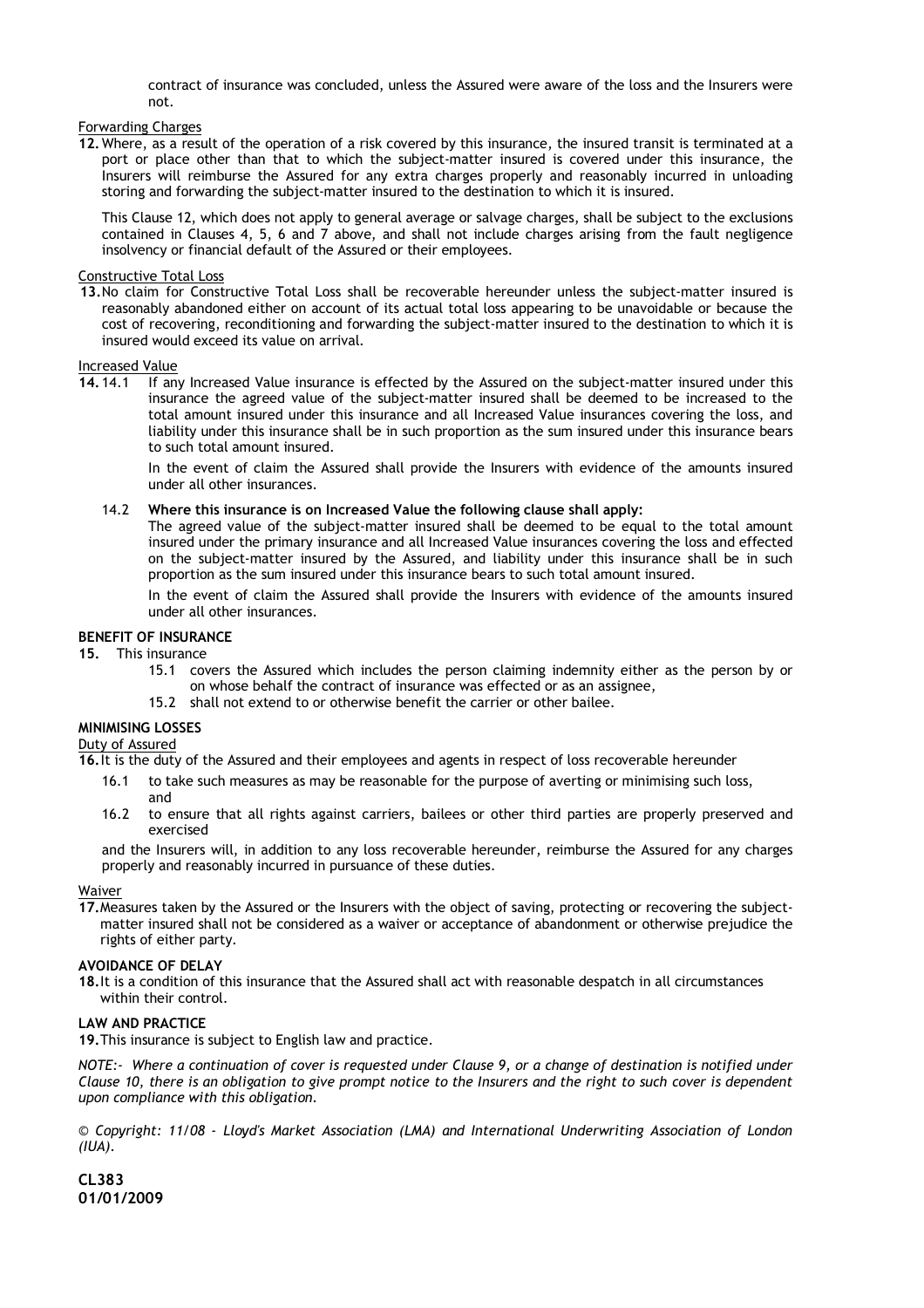contract of insurance was concluded, unless the Assured were aware of the loss and the Insurers were not.

Forwarding Charges

**12.** Where, as a result of the operation of a risk covered by this insurance, the insured transit is terminated at a port or place other than that to which the subject-matter insured is covered under this insurance, the Insurers will reimburse the Assured for any extra charges properly and reasonably incurred in unloading storing and forwarding the subject-matter insured to the destination to which it is insured.

This Clause 12, which does not apply to general average or salvage charges, shall be subject to the exclusions contained in Clauses 4, 5, 6 and 7 above, and shall not include charges arising from the fault negligence insolvency or financial default of the Assured or their employees.

Constructive Total Loss

**13.** No claim for Constructive Total Loss shall be recoverable hereunder unless the subject-matter insured is reasonably abandoned either on account of its actual total loss appearing to be unavoidable or because the cost of recovering, reconditioning and forwarding the subject-matter insured to the destination to which it is insured would exceed its value on arrival.

Increased Value

**14.** 14.1 If any Increased Value insurance is effected by the Assured on the subject-matter insured under this insurance the agreed value of the subject-matter insured shall be deemed to be increased to the total amount insured under this insurance and all Increased Value insurances covering the loss, and liability under this insurance shall be in such proportion as the sum insured under this insurance bears to such total amount insured.

In the event of claim the Assured shall provide the Insurers with evidence of the amounts insured under all other insurances.

14.2 **Where this insurance is on Increased Value the following clause shall apply:**

The agreed value of the subject-matter insured shall be deemed to be equal to the total amount insured under the primary insurance and all Increased Value insurances covering the loss and effected on the subject-matter insured by the Assured, and liability under this insurance shall be in such proportion as the sum insured under this insurance bears to such total amount insured.

In the event of claim the Assured shall provide the Insurers with evidence of the amounts insured under all other insurances.

**BENEFIT OF INSURANCE**

**15.** This insurance

15.1 covers the Assured which includes the person claiming indemnity either as the person by or on whose behalf the contract of insurance was effected or as an assignee,

15.2 shall not extend to or otherwise benefit the carrier or other bailee.

**MINIMISING LOSSES**

Duty of Assured

**16.** It is the duty of the Assured and their employees and agents in respect of loss recoverable hereunder

16.1 to take such measures as may be reasonable for the purpose of averting or minimising such loss, and

16.2 to ensure that all rights against carriers, bailees or other third parties are properly preserved and exercised

and the Insurers will, in addition to any loss recoverable hereunder, reimburse the Assured for any charges properly and reasonably incurred in pursuance of these duties.

Waiver

**17.** Measures taken by the Assured or the Insurers with the object of saving, protecting or recovering the subject-matter insured shall not be considered as a waiver or acceptance of abandonment or otherwise prejudice the rights of either party.

**AVOIDANCE OF DELAY**

**18.** It is a condition of this insurance that the Assured shall act with reasonable despatch in all circumstances within their control.

**LAW AND PRACTICE**

**19.** This insurance is subject to English law and practice.

*NOTE:- Where a continuation of cover is requested under Clause 9, or a change of destination is notified under Clause 10, there is an obligation to give prompt notice to the Insurers and the right to such cover is dependent upon compliance with this obligation.*

*© Copyright: 11/08 - Lloyd's Market Association (LMA) and International Underwriting Association of London (IUA).*

**CL383**
**01/01/2009**